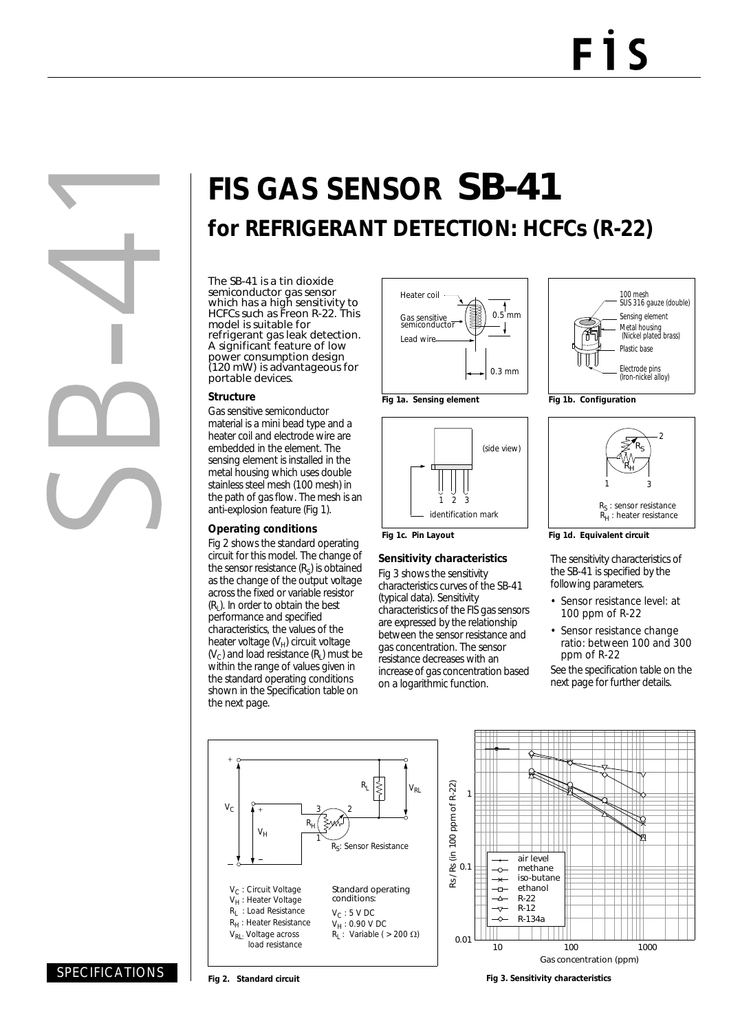# FIS GAS SENSOR SB-41

## for REFRIGERANT DETECTION: HCFCs (R-22)

The SB-41 is a tin dioxide semiconductor gas sensor which has a high sensitivity to HCFCs such as Freon R-22. This model is suitable for refrigerant gas leak detection. A significant feature of low power consumption design (120 mW) is advantageous for portable devices.

### Structure

Gas sensitive semiconductor material is a mini bead type and a heater coil and electrode wire are embedded in the element. The sensing element is installed in the metal housing which uses double stainless steel mesh (100 mesh) in the path of gas flow. The mesh is an anti-explosion feature (Fig 1).

### Operating conditions

Fig 2 shows the standard operating circuit for this model. The change of the sensor resistance ($R_S$) is obtained as the change of the output voltage across the fixed or variable resistor ($R_L$). In order to obtain the best performance and specified characteristics, the values of the heater voltage ($V_H$) circuit voltage ($V_C$) and load resistance ($R_L$) must be within the range of values given in the standard operating conditions shown in the Specification table on the next page.

Heater coil
Gas sensitive semiconductor
Lead wire
0.5 mm
0.3 mm

**Fig 1a. Sensing element**

100 mesh SUS 316 gauze (double)
Sensing element
Metal housing (Nickel plated brass)
Plastic base
Electrode pins (Iron-nickel alloy)

**Fig 1b. Configuration**

(side view)
1 2 3
identification mark

**Fig 1c. Pin Layout**

$R_S$ : sensor resistance
$R_H$ : heater resistance

**Fig 1d. Equivalent circuit**

### Sensitivity characteristics

Fig 3 shows the sensitivity characteristics curves of the SB-41 (typical data). Sensitivity characteristics of the FIS gas sensors are expressed by the relationship between the sensor resistance and gas concentration. The sensor resistance decreases with an increase of gas concentration based on a logarithmic function.

The sensitivity characteristics of the SB-41 is specified by the following parameters.

- Sensor resistance level: at 100 ppm of R-22
- Sensor resistance change ratio: between 100 and 300 ppm of R-22

See the specification table on the next page for further details.

$V_C$ : Circuit Voltage
$V_H$ : Heater Voltage
$R_L$ : Load Resistance
$R_H$ : Heater Resistance
$V_{RL}$: Voltage across load resistance

$R_S$: Sensor Resistance

Standard operating conditions:
$V_C$ : 5 V DC
$V_H$ : 0.90 V DC
$R_L$ : Variable ( > 200 Ω)

**Fig 2. Standard circuit**

Rs/Rs (in 100 ppm of R-22)
Gas concentration (ppm)
air level, methane, iso-butane, ethanol, R-22, R-12, R-134a

**Fig 3. Sensitivity characteristics**

SPECIFICATIONS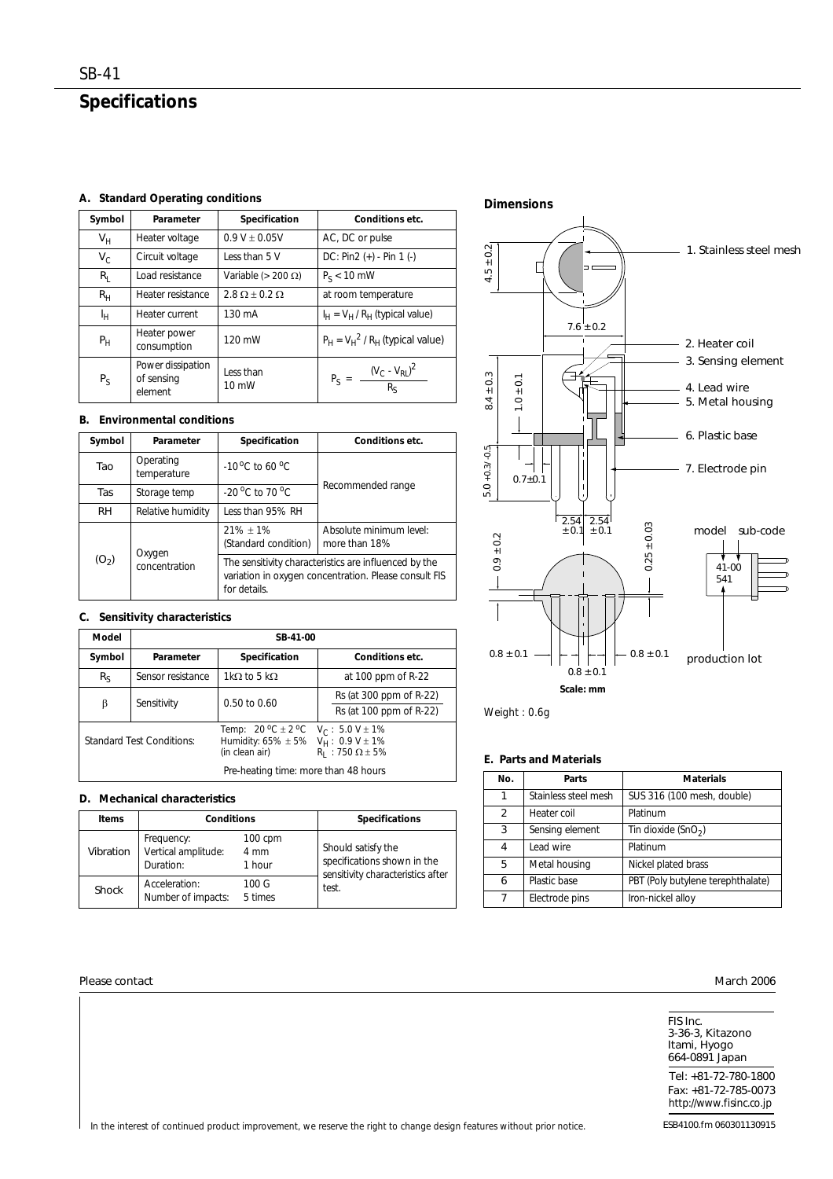## SB-41

# Specifications

### A. Standard Operating conditions

| Symbol | Parameter | Specification | Conditions etc. |
|---|---|---|---|
| $V_H$ | Heater voltage | 0.9 V ± 0.05V | AC, DC or pulse |
| $V_C$ | Circuit voltage | Less than 5 V | DC: Pin2 (+) - Pin 1 (-) |
| $R_L$ | Load resistance | Variable (> 200 Ω) | $P_S$ < 10 mW |
| $R_H$ | Heater resistance | 2.8 Ω ± 0.2 Ω | at room temperature |
| $I_H$ | Heater current | 130 mA | $I_H = V_H / R_H$ (typical value) |
| $P_H$ | Heater power consumption | 120 mW | $P_H = V_H^2 / R_H$ (typical value) |
| $P_S$ | Power dissipation of sensing element | Less than 10 mW | $P_S = \frac{(V_C - V_{RL})^2}{R_S}$ |

### B. Environmental conditions

| Symbol | Parameter | Specification | Conditions etc. |
|---|---|---|---|
| Tao | Operating temperature | -10 °C to 60 °C | Recommended range |
| Tas | Storage temp | -20 °C to 70 °C | |
| RH | Relative humidity | Less than 95% RH | |
| $(O_2)$ | Oxygen concentration | 21% ± 1% (Standard condition) | Absolute minimum level: more than 18% |
| | | The sensitivity characteristics are influenced by the variation in oxygen concentration. Please consult FIS for details. | |

### C. Sensitivity characteristics

| Model | SB-41-00 | | |
|---|---|---|---|
| Symbol | Parameter | Specification | Conditions etc. |
| $R_S$ | Sensor resistance | 1kΩ to 5 kΩ | at 100 ppm of R-22 |
| β | Sensitivity | 0.50 to 0.60 | Rs (at 300 ppm of R-22) / Rs (at 100 ppm of R-22) |
| Standard Test Conditions: | Temp: 20 °C ± 2 °C; Humidity: 65% ± 5%; (in clean air) | $V_C$ : 5.0 V ± 1%; $V_H$ : 0.9 V ± 1%; $R_L$ : 750 Ω ± 5% | |
| | Pre-heating time: more than 48 hours | | |

### D. Mechanical characteristics

| Items | Conditions | | Specifications |
|---|---|---|---|
| Vibration | Frequency: Vertical amplitude: Duration: | 100 cpm 4 mm 1 hour | Should satisfy the specifications shown in the sensitivity characteristics after test. |
| Shock | Acceleration: Number of impacts: | 100 G 5 times | |

### Dimensions

4.5 ± 0.2
7.6 ± 0.2
8.4 ± 0.3
1.0 ± 0.1
5.0 +0.3/-0.5
0.7±0.1
2.54 ± 0.1
2.54 ± 0.1
0.9 ± 0.2
0.25 ± 0.03
0.8 ± 0.1
0.8 ± 0.1
0.8 ± 0.1
Scale: mm

1. Stainless steel mesh
2. Heater coil
3. Sensing element
4. Lead wire
5. Metal housing
6. Plastic base
7. Electrode pin

model sub-code
41-00
541
production lot

Weight : 0.6g

### E. Parts and Materials

| No. | Parts | Materials |
|---|---|---|
| 1 | Stainless steel mesh | SUS 316 (100 mesh, double) |
| 2 | Heater coil | Platinum |
| 3 | Sensing element | Tin dioxide ($SnO_2$) |
| 4 | Lead wire | Platinum |
| 5 | Metal housing | Nickel plated brass |
| 6 | Plastic base | PBT (Poly butylene terephthalate) |
| 7 | Electrode pins | Iron-nickel alloy |

Please contact

March 2006

FIS Inc.
3-36-3, Kitazono
Itami, Hyogo
664-0891 Japan

Tel: +81-72-780-1800
Fax: +81-72-785-0073
http://www.fisinc.co.jp

In the interest of continued product improvement, we reserve the right to change design features without prior notice.

ESB4100.fm 060301130915